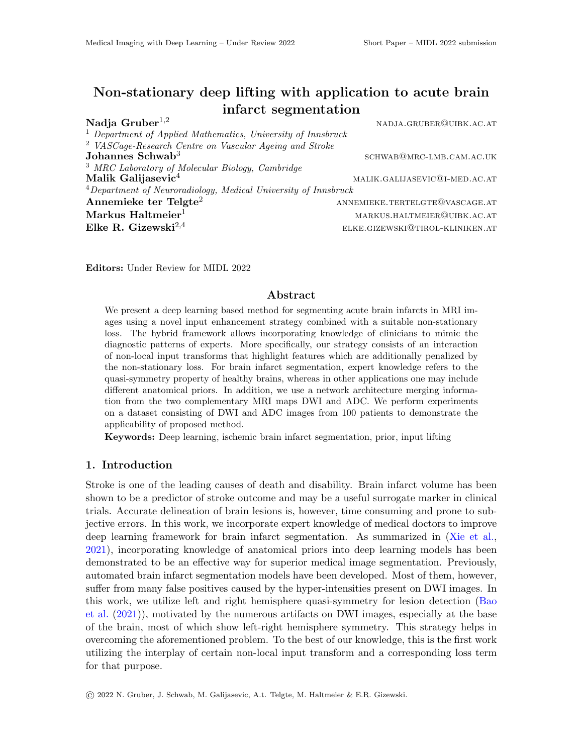# Non-stationary deep lifting with application to acute brain infarct segmentation

**Nadja Gruber**[1,2] NADJA.GRUBER@UIBK.AC.AT

[1] *Department of Applied Mathematics, University of Innsbruck*

[2] *VASCage-Research Centre on Vascular Ageing and Stroke*

**Johannes Schwab**[3] SCHWAB@MRC-LMB.CAM.AC.UK

[3] *MRC Laboratory of Molecular Biology, Cambridge*

**Malik Galijasevic**[4] MALIK.GALIJASEVIC@I-MED.AC.AT

[4] *Department of Neuroradiology, Medical University of Innsbruck*

**Annemieke ter Telgte**[2] ANNEMIEKE.TERTELGTE@VASCAGE.AT

**Markus Haltmeier**[1] MARKUS.HALTMEIER@UIBK.AC.AT

**Elke R. Gizewski**[2,4] ELKE.GIZEWSKI@TIROL-KLINIKEN.AT

**Editors:** Under Review for MIDL 2022

## Abstract

We present a deep learning based method for segmenting acute brain infarcts in MRI images using a novel input enhancement strategy combined with a suitable non-stationary loss. The hybrid framework allows incorporating knowledge of clinicians to mimic the diagnostic patterns of experts. More specifically, our strategy consists of an interaction of non-local input transforms that highlight features which are additionally penalized by the non-stationary loss. For brain infarct segmentation, expert knowledge refers to the quasi-symmetry property of healthy brains, whereas in other applications one may include different anatomical priors. In addition, we use a network architecture merging information from the two complementary MRI maps DWI and ADC. We perform experiments on a dataset consisting of DWI and ADC images from 100 patients to demonstrate the applicability of proposed method.

**Keywords:** Deep learning, ischemic brain infarct segmentation, prior, input lifting

## 1. Introduction

Stroke is one of the leading causes of death and disability. Brain infarct volume has been shown to be a predictor of stroke outcome and may be a useful surrogate marker in clinical trials. Accurate delineation of brain lesions is, however, time consuming and prone to subjective errors. In this work, we incorporate expert knowledge of medical doctors to improve deep learning framework for brain infarct segmentation. As summarized in (Xie et al., 2021), incorporating knowledge of anatomical priors into deep learning models has been demonstrated to be an effective way for superior medical image segmentation. Previously, automated brain infarct segmentation models have been developed. Most of them, however, suffer from many false positives caused by the hyper-intensities present on DWI images. In this work, we utilize left and right hemisphere quasi-symmetry for lesion detection (Bao et al. (2021)), motivated by the numerous artifacts on DWI images, especially at the base of the brain, most of which show left-right hemisphere symmetry. This strategy helps in overcoming the aforementioned problem. To the best of our knowledge, this is the first work utilizing the interplay of certain non-local input transform and a corresponding loss term for that purpose.

© 2022 N. Gruber, J. Schwab, M. Galijasevic, A.t. Telgte, M. Haltmeier & E.R. Gizewski.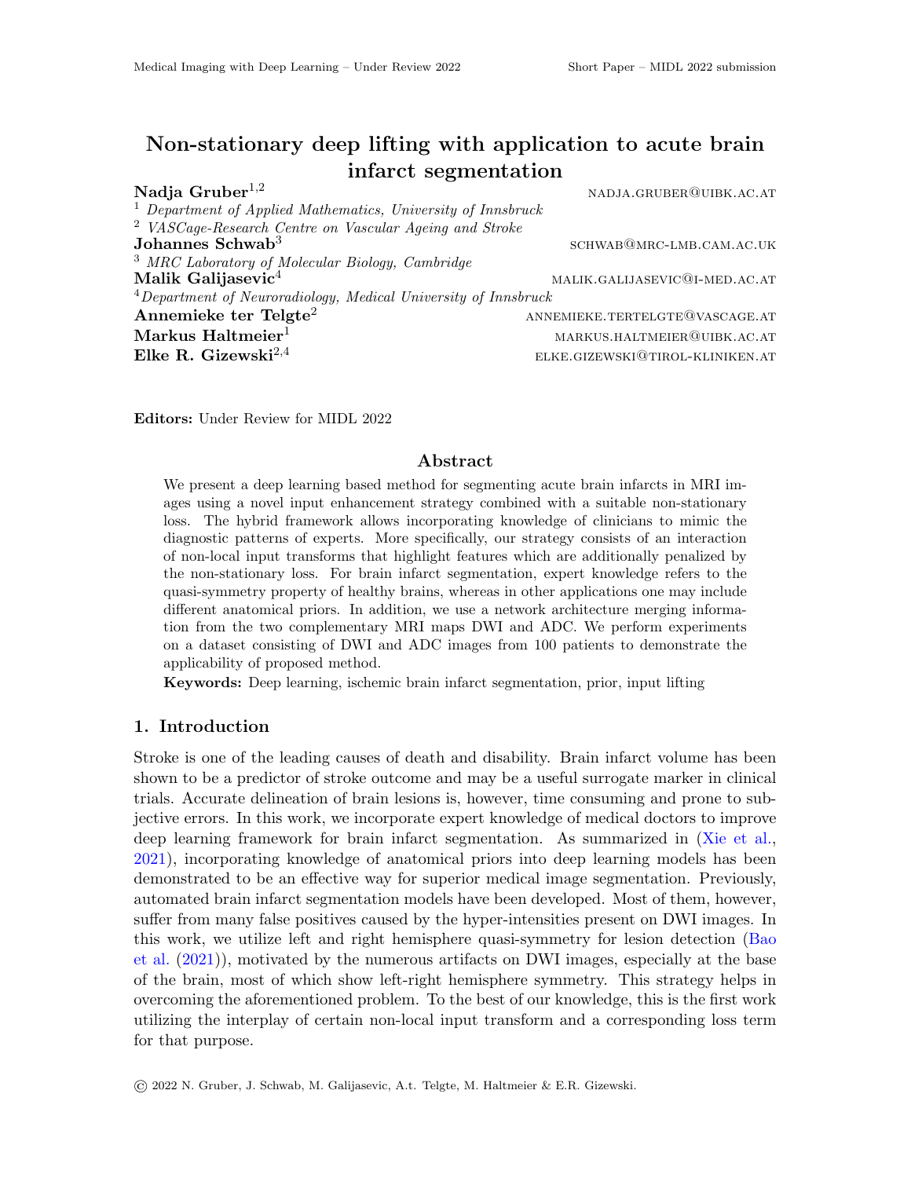# Non-stationary deep lifting with application to acute brain infarct segmentation

**Nadja Gruber**[1,2] NADJA.GRUBER@UIBK.AC.AT

[1] *Department of Applied Mathematics, University of Innsbruck*

[2] *VASCage-Research Centre on Vascular Ageing and Stroke*

**Johannes Schwab**[3] SCHWAB@MRC-LMB.CAM.AC.UK

[3] *MRC Laboratory of Molecular Biology, Cambridge*

**Malik Galijasevic**[4] MALIK.GALIJASEVIC@I-MED.AC.AT

[4] *Department of Neuroradiology, Medical University of Innsbruck*

**Annemieke ter Telgte**[2] ANNEMIEKE.TERTELGTE@VASCAGE.AT

**Markus Haltmeier**[1] MARKUS.HALTMEIER@UIBK.AC.AT

**Elke R. Gizewski**[2,4] ELKE.GIZEWSKI@TIROL-KLINIKEN.AT

**Editors:** Under Review for MIDL 2022

## Abstract

We present a deep learning based method for segmenting acute brain infarcts in MRI images using a novel input enhancement strategy combined with a suitable non-stationary loss. The hybrid framework allows incorporating knowledge of clinicians to mimic the diagnostic patterns of experts. More specifically, our strategy consists of an interaction of non-local input transforms that highlight features which are additionally penalized by the non-stationary loss. For brain infarct segmentation, expert knowledge refers to the quasi-symmetry property of healthy brains, whereas in other applications one may include different anatomical priors. In addition, we use a network architecture merging information from the two complementary MRI maps DWI and ADC. We perform experiments on a dataset consisting of DWI and ADC images from 100 patients to demonstrate the applicability of proposed method.

**Keywords:** Deep learning, ischemic brain infarct segmentation, prior, input lifting

## 1. Introduction

Stroke is one of the leading causes of death and disability. Brain infarct volume has been shown to be a predictor of stroke outcome and may be a useful surrogate marker in clinical trials. Accurate delineation of brain lesions is, however, time consuming and prone to subjective errors. In this work, we incorporate expert knowledge of medical doctors to improve deep learning framework for brain infarct segmentation. As summarized in (Xie et al., 2021), incorporating knowledge of anatomical priors into deep learning models has been demonstrated to be an effective way for superior medical image segmentation. Previously, automated brain infarct segmentation models have been developed. Most of them, however, suffer from many false positives caused by the hyper-intensities present on DWI images. In this work, we utilize left and right hemisphere quasi-symmetry for lesion detection (Bao et al. (2021)), motivated by the numerous artifacts on DWI images, especially at the base of the brain, most of which show left-right hemisphere symmetry. This strategy helps in overcoming the aforementioned problem. To the best of our knowledge, this is the first work utilizing the interplay of certain non-local input transform and a corresponding loss term for that purpose.

© 2022 N. Gruber, J. Schwab, M. Galijasevic, A.t. Telgte, M. Haltmeier & E.R. Gizewski.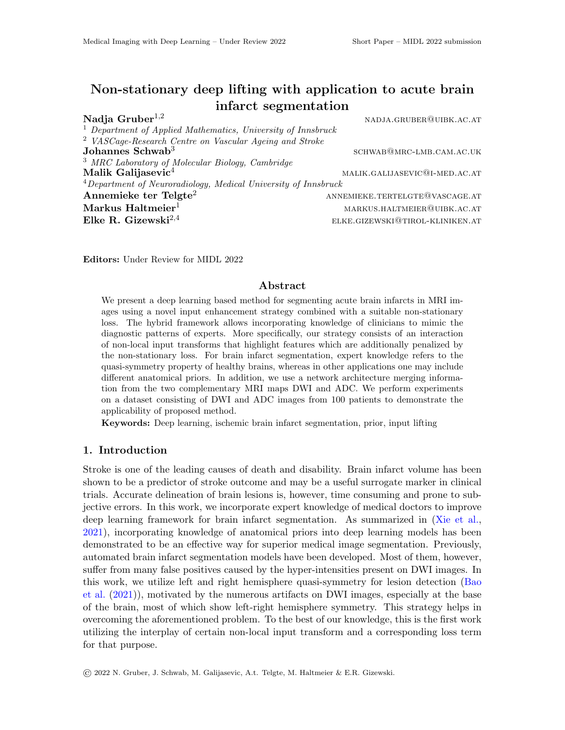# Non-stationary deep lifting with application to acute brain infarct segmentation

**Nadja Gruber**[1,2] NADJA.GRUBER@UIBK.AC.AT

[1] *Department of Applied Mathematics, University of Innsbruck*

[2] *VASCage-Research Centre on Vascular Ageing and Stroke*

**Johannes Schwab**[3] SCHWAB@MRC-LMB.CAM.AC.UK

[3] *MRC Laboratory of Molecular Biology, Cambridge*

**Malik Galijasevic**[4] MALIK.GALIJASEVIC@I-MED.AC.AT

[4] *Department of Neuroradiology, Medical University of Innsbruck*

**Annemieke ter Telgte**[2] ANNEMIEKE.TERTELGTE@VASCAGE.AT

**Markus Haltmeier**[1] MARKUS.HALTMEIER@UIBK.AC.AT

**Elke R. Gizewski**[2,4] ELKE.GIZEWSKI@TIROL-KLINIKEN.AT

**Editors:** Under Review for MIDL 2022

## Abstract

We present a deep learning based method for segmenting acute brain infarcts in MRI images using a novel input enhancement strategy combined with a suitable non-stationary loss. The hybrid framework allows incorporating knowledge of clinicians to mimic the diagnostic patterns of experts. More specifically, our strategy consists of an interaction of non-local input transforms that highlight features which are additionally penalized by the non-stationary loss. For brain infarct segmentation, expert knowledge refers to the quasi-symmetry property of healthy brains, whereas in other applications one may include different anatomical priors. In addition, we use a network architecture merging information from the two complementary MRI maps DWI and ADC. We perform experiments on a dataset consisting of DWI and ADC images from 100 patients to demonstrate the applicability of proposed method.

**Keywords:** Deep learning, ischemic brain infarct segmentation, prior, input lifting

## 1. Introduction

Stroke is one of the leading causes of death and disability. Brain infarct volume has been shown to be a predictor of stroke outcome and may be a useful surrogate marker in clinical trials. Accurate delineation of brain lesions is, however, time consuming and prone to subjective errors. In this work, we incorporate expert knowledge of medical doctors to improve deep learning framework for brain infarct segmentation. As summarized in (Xie et al., 2021), incorporating knowledge of anatomical priors into deep learning models has been demonstrated to be an effective way for superior medical image segmentation. Previously, automated brain infarct segmentation models have been developed. Most of them, however, suffer from many false positives caused by the hyper-intensities present on DWI images. In this work, we utilize left and right hemisphere quasi-symmetry for lesion detection (Bao et al. (2021)), motivated by the numerous artifacts on DWI images, especially at the base of the brain, most of which show left-right hemisphere symmetry. This strategy helps in overcoming the aforementioned problem. To the best of our knowledge, this is the first work utilizing the interplay of certain non-local input transform and a corresponding loss term for that purpose.

© 2022 N. Gruber, J. Schwab, M. Galijasevic, A.t. Telgte, M. Haltmeier & E.R. Gizewski.